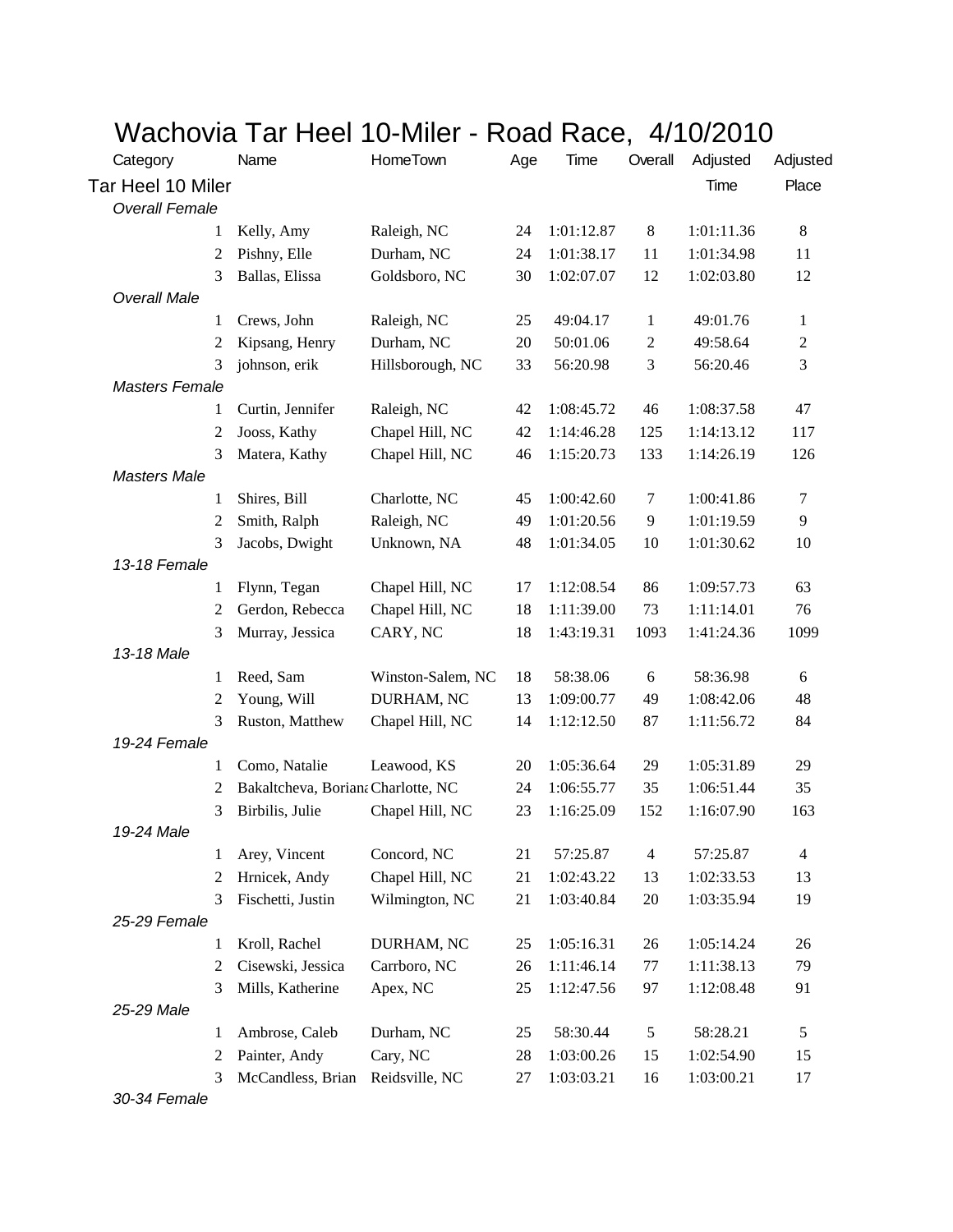# Wachovia Tar Heel 10-Miler - Road Race, 4/10/2010

| Category | | Name | HomeTown | Age | Time | Overall | Adjusted Time | Adjusted Place |
|---|---|---|---|---|---|---|---|---|
| Tar Heel 10 Miler | | | | | | | | |
| *Overall Female* | | | | | | | | |
| | 1 | Kelly, Amy | Raleigh, NC | 24 | 1:01:12.87 | 8 | 1:01:11.36 | 8 |
| | 2 | Pishny, Elle | Durham, NC | 24 | 1:01:38.17 | 11 | 1:01:34.98 | 11 |
| | 3 | Ballas, Elissa | Goldsboro, NC | 30 | 1:02:07.07 | 12 | 1:02:03.80 | 12 |
| *Overall Male* | | | | | | | | |
| | 1 | Crews, John | Raleigh, NC | 25 | 49:04.17 | 1 | 49:01.76 | 1 |
| | 2 | Kipsang, Henry | Durham, NC | 20 | 50:01.06 | 2 | 49:58.64 | 2 |
| | 3 | johnson, erik | Hillsborough, NC | 33 | 56:20.98 | 3 | 56:20.46 | 3 |
| *Masters Female* | | | | | | | | |
| | 1 | Curtin, Jennifer | Raleigh, NC | 42 | 1:08:45.72 | 46 | 1:08:37.58 | 47 |
| | 2 | Jooss, Kathy | Chapel Hill, NC | 42 | 1:14:46.28 | 125 | 1:14:13.12 | 117 |
| | 3 | Matera, Kathy | Chapel Hill, NC | 46 | 1:15:20.73 | 133 | 1:14:26.19 | 126 |
| *Masters Male* | | | | | | | | |
| | 1 | Shires, Bill | Charlotte, NC | 45 | 1:00:42.60 | 7 | 1:00:41.86 | 7 |
| | 2 | Smith, Ralph | Raleigh, NC | 49 | 1:01:20.56 | 9 | 1:01:19.59 | 9 |
| | 3 | Jacobs, Dwight | Unknown, NA | 48 | 1:01:34.05 | 10 | 1:01:30.62 | 10 |
| *13-18 Female* | | | | | | | | |
| | 1 | Flynn, Tegan | Chapel Hill, NC | 17 | 1:12:08.54 | 86 | 1:09:57.73 | 63 |
| | 2 | Gerdon, Rebecca | Chapel Hill, NC | 18 | 1:11:39.00 | 73 | 1:11:14.01 | 76 |
| | 3 | Murray, Jessica | CARY, NC | 18 | 1:43:19.31 | 1093 | 1:41:24.36 | 1099 |
| *13-18 Male* | | | | | | | | |
| | 1 | Reed, Sam | Winston-Salem, NC | 18 | 58:38.06 | 6 | 58:36.98 | 6 |
| | 2 | Young, Will | DURHAM, NC | 13 | 1:09:00.77 | 49 | 1:08:42.06 | 48 |
| | 3 | Ruston, Matthew | Chapel Hill, NC | 14 | 1:12:12.50 | 87 | 1:11:56.72 | 84 |
| *19-24 Female* | | | | | | | | |
| | 1 | Como, Natalie | Leawood, KS | 20 | 1:05:36.64 | 29 | 1:05:31.89 | 29 |
| | 2 | Bakaltcheva, Boriana | Charlotte, NC | 24 | 1:06:55.77 | 35 | 1:06:51.44 | 35 |
| | 3 | Birbilis, Julie | Chapel Hill, NC | 23 | 1:16:25.09 | 152 | 1:16:07.90 | 163 |
| *19-24 Male* | | | | | | | | |
| | 1 | Arey, Vincent | Concord, NC | 21 | 57:25.87 | 4 | 57:25.87 | 4 |
| | 2 | Hrnicek, Andy | Chapel Hill, NC | 21 | 1:02:43.22 | 13 | 1:02:33.53 | 13 |
| | 3 | Fischetti, Justin | Wilmington, NC | 21 | 1:03:40.84 | 20 | 1:03:35.94 | 19 |
| *25-29 Female* | | | | | | | | |
| | 1 | Kroll, Rachel | DURHAM, NC | 25 | 1:05:16.31 | 26 | 1:05:14.24 | 26 |
| | 2 | Cisewski, Jessica | Carrboro, NC | 26 | 1:11:46.14 | 77 | 1:11:38.13 | 79 |
| | 3 | Mills, Katherine | Apex, NC | 25 | 1:12:47.56 | 97 | 1:12:08.48 | 91 |
| *25-29 Male* | | | | | | | | |
| | 1 | Ambrose, Caleb | Durham, NC | 25 | 58:30.44 | 5 | 58:28.21 | 5 |
| | 2 | Painter, Andy | Cary, NC | 28 | 1:03:00.26 | 15 | 1:02:54.90 | 15 |
| | 3 | McCandless, Brian | Reidsville, NC | 27 | 1:03:03.21 | 16 | 1:03:00.21 | 17 |
| *30-34 Female* | | | | | | | | |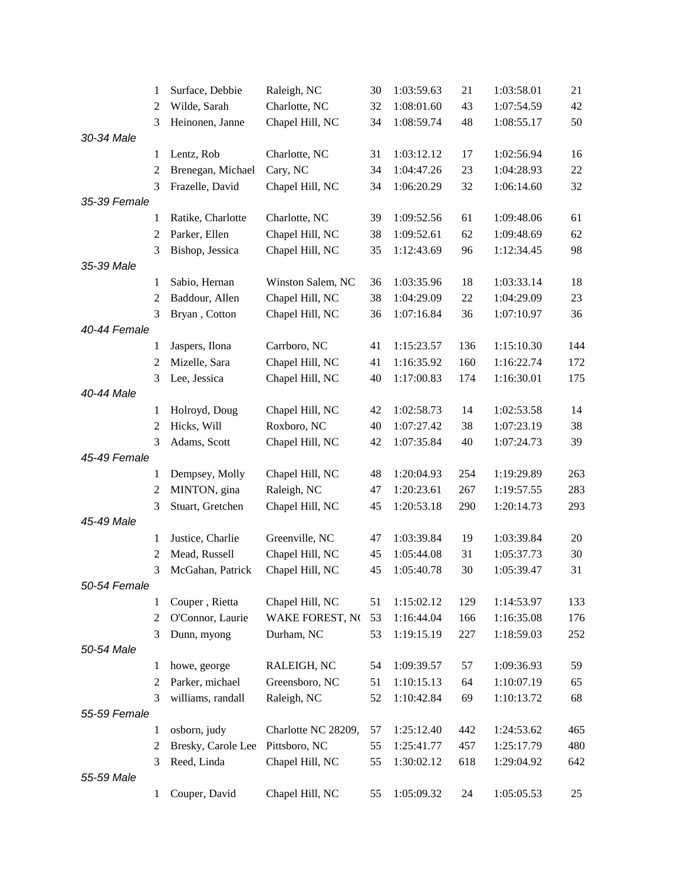| | Place | Name | City | Age | Time | Place | Time | Place |
|---|---|---|---|---|---|---|---|---|
| | 1 | Surface, Debbie | Raleigh, NC | 30 | 1:03:59.63 | 21 | 1:03:58.01 | 21 |
| | 2 | Wilde, Sarah | Charlotte, NC | 32 | 1:08:01.60 | 43 | 1:07:54.59 | 42 |
| | 3 | Heinonen, Janne | Chapel Hill, NC | 34 | 1:08:59.74 | 48 | 1:08:55.17 | 50 |
| *30-34 Male* | | | | | | | | |
| | 1 | Lentz, Rob | Charlotte, NC | 31 | 1:03:12.12 | 17 | 1:02:56.94 | 16 |
| | 2 | Brenegan, Michael | Cary, NC | 34 | 1:04:47.26 | 23 | 1:04:28.93 | 22 |
| | 3 | Frazelle, David | Chapel Hill, NC | 34 | 1:06:20.29 | 32 | 1:06:14.60 | 32 |
| *35-39 Female* | | | | | | | | |
| | 1 | Ratike, Charlotte | Charlotte, NC | 39 | 1:09:52.56 | 61 | 1:09:48.06 | 61 |
| | 2 | Parker, Ellen | Chapel Hill, NC | 38 | 1:09:52.61 | 62 | 1:09:48.69 | 62 |
| | 3 | Bishop, Jessica | Chapel Hill, NC | 35 | 1:12:43.69 | 96 | 1:12:34.45 | 98 |
| *35-39 Male* | | | | | | | | |
| | 1 | Sabio, Hernan | Winston Salem, NC | 36 | 1:03:35.96 | 18 | 1:03:33.14 | 18 |
| | 2 | Baddour, Allen | Chapel Hill, NC | 38 | 1:04:29.09 | 22 | 1:04:29.09 | 23 |
| | 3 | Bryan , Cotton | Chapel Hill, NC | 36 | 1:07:16.84 | 36 | 1:07:10.97 | 36 |
| *40-44 Female* | | | | | | | | |
| | 1 | Jaspers, Ilona | Carrboro, NC | 41 | 1:15:23.57 | 136 | 1:15:10.30 | 144 |
| | 2 | Mizelle, Sara | Chapel Hill, NC | 41 | 1:16:35.92 | 160 | 1:16:22.74 | 172 |
| | 3 | Lee, Jessica | Chapel Hill, NC | 40 | 1:17:00.83 | 174 | 1:16:30.01 | 175 |
| *40-44 Male* | | | | | | | | |
| | 1 | Holroyd, Doug | Chapel Hill, NC | 42 | 1:02:58.73 | 14 | 1:02:53.58 | 14 |
| | 2 | Hicks, Will | Roxboro, NC | 40 | 1:07:27.42 | 38 | 1:07:23.19 | 38 |
| | 3 | Adams, Scott | Chapel Hill, NC | 42 | 1:07:35.84 | 40 | 1:07:24.73 | 39 |
| *45-49 Female* | | | | | | | | |
| | 1 | Dempsey, Molly | Chapel Hill, NC | 48 | 1:20:04.93 | 254 | 1:19:29.89 | 263 |
| | 2 | MINTON, gina | Raleigh, NC | 47 | 1:20:23.61 | 267 | 1:19:57.55 | 283 |
| | 3 | Stuart, Gretchen | Chapel Hill, NC | 45 | 1:20:53.18 | 290 | 1:20:14.73 | 293 |
| *45-49 Male* | | | | | | | | |
| | 1 | Justice, Charlie | Greenville, NC | 47 | 1:03:39.84 | 19 | 1:03:39.84 | 20 |
| | 2 | Mead, Russell | Chapel Hill, NC | 45 | 1:05:44.08 | 31 | 1:05:37.73 | 30 |
| | 3 | McGahan, Patrick | Chapel Hill, NC | 45 | 1:05:40.78 | 30 | 1:05:39.47 | 31 |
| *50-54 Female* | | | | | | | | |
| | 1 | Couper , Rietta | Chapel Hill, NC | 51 | 1:15:02.12 | 129 | 1:14:53.97 | 133 |
| | 2 | O'Connor, Laurie | WAKE FOREST, N( | 53 | 1:16:44.04 | 166 | 1:16:35.08 | 176 |
| | 3 | Dunn, myong | Durham, NC | 53 | 1:19:15.19 | 227 | 1:18:59.03 | 252 |
| *50-54 Male* | | | | | | | | |
| | 1 | howe, george | RALEIGH, NC | 54 | 1:09:39.57 | 57 | 1:09:36.93 | 59 |
| | 2 | Parker, michael | Greensboro, NC | 51 | 1:10:15.13 | 64 | 1:10:07.19 | 65 |
| | 3 | williams, randall | Raleigh, NC | 52 | 1:10:42.84 | 69 | 1:10:13.72 | 68 |
| *55-59 Female* | | | | | | | | |
| | 1 | osborn, judy | Charlotte NC 28209, | 57 | 1:25:12.40 | 442 | 1:24:53.62 | 465 |
| | 2 | Bresky, Carole Lee | Pittsboro, NC | 55 | 1:25:41.77 | 457 | 1:25:17.79 | 480 |
| | 3 | Reed, Linda | Chapel Hill, NC | 55 | 1:30:02.12 | 618 | 1:29:04.92 | 642 |
| *55-59 Male* | | | | | | | | |
| | 1 | Couper, David | Chapel Hill, NC | 55 | 1:05:09.32 | 24 | 1:05:05.53 | 25 |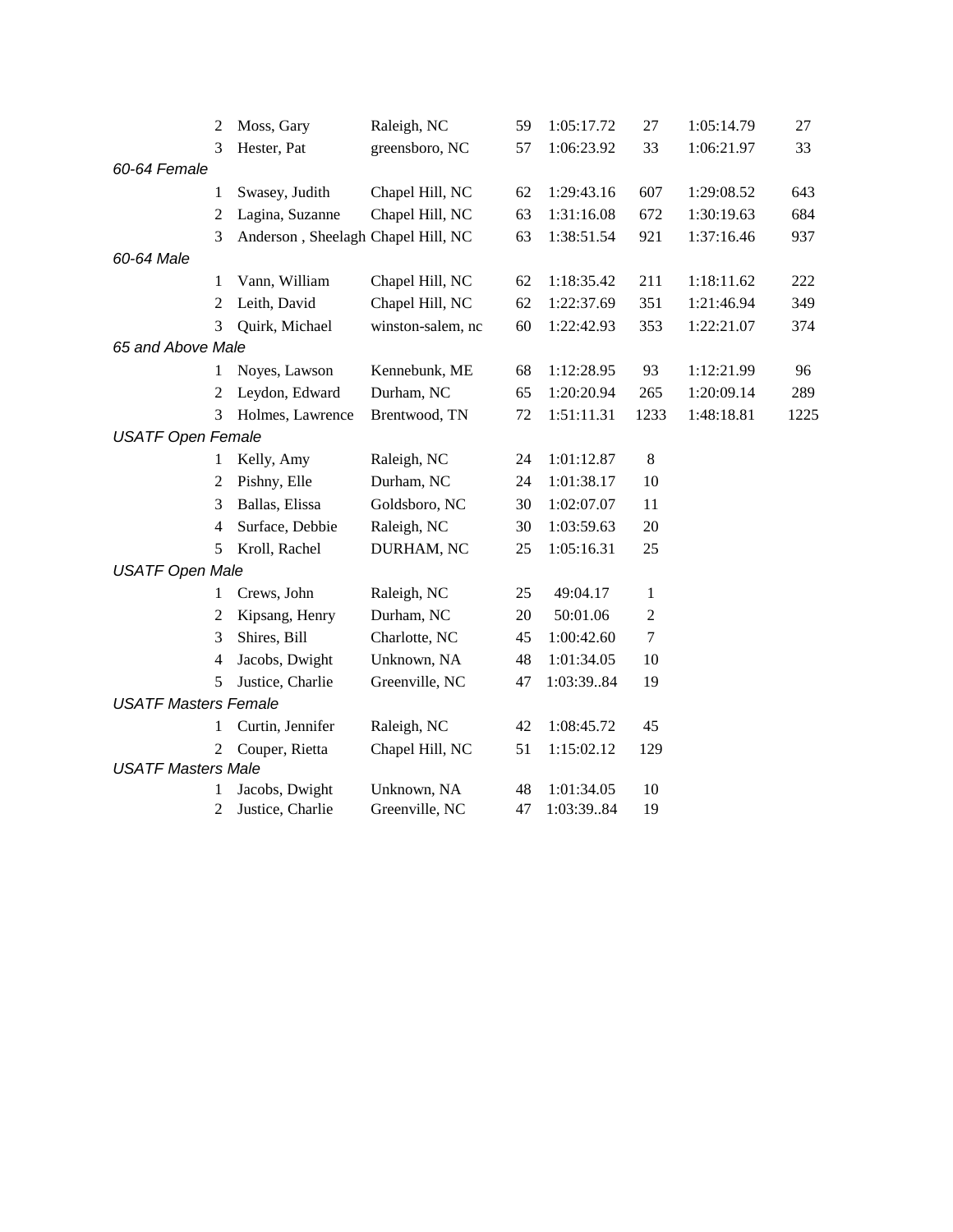| | | | | | | | | |
|---|---|---|---|---|---|---|---|---|
| | 2 | Moss, Gary | Raleigh, NC | 59 | 1:05:17.72 | 27 | 1:05:14.79 | 27 |
| | 3 | Hester, Pat | greensboro, NC | 57 | 1:06:23.92 | 33 | 1:06:21.97 | 33 |
| *60-64 Female* | | | | | | | | |
| | 1 | Swasey, Judith | Chapel Hill, NC | 62 | 1:29:43.16 | 607 | 1:29:08.52 | 643 |
| | 2 | Lagina, Suzanne | Chapel Hill, NC | 63 | 1:31:16.08 | 672 | 1:30:19.63 | 684 |
| | 3 | Anderson , Sheelagh | Chapel Hill, NC | 63 | 1:38:51.54 | 921 | 1:37:16.46 | 937 |
| *60-64 Male* | | | | | | | | |
| | 1 | Vann, William | Chapel Hill, NC | 62 | 1:18:35.42 | 211 | 1:18:11.62 | 222 |
| | 2 | Leith, David | Chapel Hill, NC | 62 | 1:22:37.69 | 351 | 1:21:46.94 | 349 |
| | 3 | Quirk, Michael | winston-salem, nc | 60 | 1:22:42.93 | 353 | 1:22:21.07 | 374 |
| *65 and Above Male* | | | | | | | | |
| | 1 | Noyes, Lawson | Kennebunk, ME | 68 | 1:12:28.95 | 93 | 1:12:21.99 | 96 |
| | 2 | Leydon, Edward | Durham, NC | 65 | 1:20:20.94 | 265 | 1:20:09.14 | 289 |
| | 3 | Holmes, Lawrence | Brentwood, TN | 72 | 1:51:11.31 | 1233 | 1:48:18.81 | 1225 |
| *USATF Open Female* | | | | | | | | |
| | 1 | Kelly, Amy | Raleigh, NC | 24 | 1:01:12.87 | 8 | | |
| | 2 | Pishny, Elle | Durham, NC | 24 | 1:01:38.17 | 10 | | |
| | 3 | Ballas, Elissa | Goldsboro, NC | 30 | 1:02:07.07 | 11 | | |
| | 4 | Surface, Debbie | Raleigh, NC | 30 | 1:03:59.63 | 20 | | |
| | 5 | Kroll, Rachel | DURHAM, NC | 25 | 1:05:16.31 | 25 | | |
| *USATF Open Male* | | | | | | | | |
| | 1 | Crews, John | Raleigh, NC | 25 | 49:04.17 | 1 | | |
| | 2 | Kipsang, Henry | Durham, NC | 20 | 50:01.06 | 2 | | |
| | 3 | Shires, Bill | Charlotte, NC | 45 | 1:00:42.60 | 7 | | |
| | 4 | Jacobs, Dwight | Unknown, NA | 48 | 1:01:34.05 | 10 | | |
| | 5 | Justice, Charlie | Greenville, NC | 47 | 1:03:39..84 | 19 | | |
| *USATF Masters Female* | | | | | | | | |
| | 1 | Curtin, Jennifer | Raleigh, NC | 42 | 1:08:45.72 | 45 | | |
| | 2 | Couper, Rietta | Chapel Hill, NC | 51 | 1:15:02.12 | 129 | | |
| *USATF Masters Male* | | | | | | | | |
| | 1 | Jacobs, Dwight | Unknown, NA | 48 | 1:01:34.05 | 10 | | |
| | 2 | Justice, Charlie | Greenville, NC | 47 | 1:03:39..84 | 19 | | |